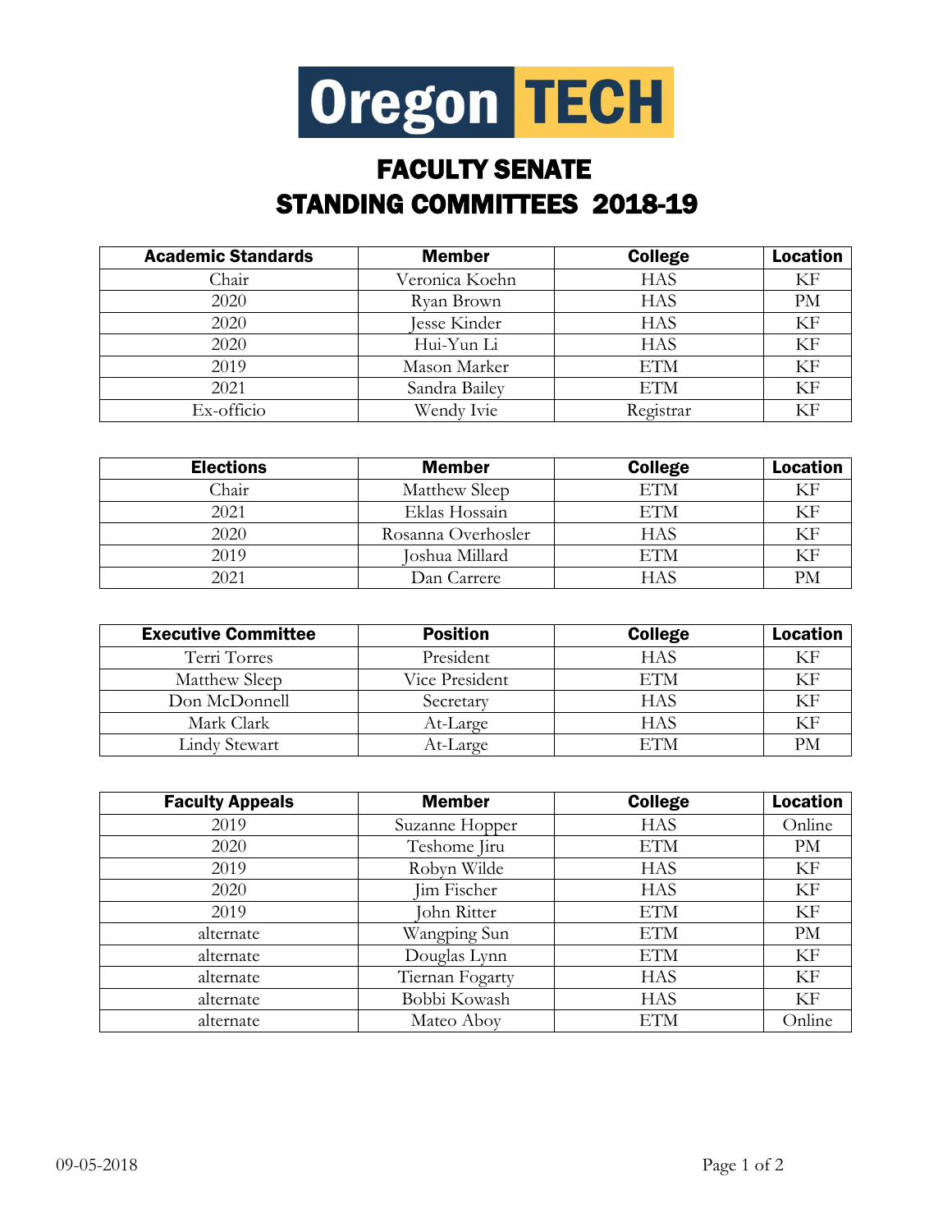# Oregon TECH

# FACULTY SENATE
# STANDING COMMITTEES 2018-19

| Academic Standards | Member | College | Location |
|---|---|---|---|
| Chair | Veronica Koehn | HAS | KF |
| 2020 | Ryan Brown | HAS | PM |
| 2020 | Jesse Kinder | HAS | KF |
| 2020 | Hui-Yun Li | HAS | KF |
| 2019 | Mason Marker | ETM | KF |
| 2021 | Sandra Bailey | ETM | KF |
| Ex-officio | Wendy Ivie | Registrar | KF |

| Elections | Member | College | Location |
|---|---|---|---|
| Chair | Matthew Sleep | ETM | KF |
| 2021 | Eklas Hossain | ETM | KF |
| 2020 | Rosanna Overhosler | HAS | KF |
| 2019 | Joshua Millard | ETM | KF |
| 2021 | Dan Carrere | HAS | PM |

| Executive Committee | Position | College | Location |
|---|---|---|---|
| Terri Torres | President | HAS | KF |
| Matthew Sleep | Vice President | ETM | KF |
| Don McDonnell | Secretary | HAS | KF |
| Mark Clark | At-Large | HAS | KF |
| Lindy Stewart | At-Large | ETM | PM |

| Faculty Appeals | Member | College | Location |
|---|---|---|---|
| 2019 | Suzanne Hopper | HAS | Online |
| 2020 | Teshome Jiru | ETM | PM |
| 2019 | Robyn Wilde | HAS | KF |
| 2020 | Jim Fischer | HAS | KF |
| 2019 | John Ritter | ETM | KF |
| alternate | Wangping Sun | ETM | PM |
| alternate | Douglas Lynn | ETM | KF |
| alternate | Tiernan Fogarty | HAS | KF |
| alternate | Bobbi Kowash | HAS | KF |
| alternate | Mateo Aboy | ETM | Online |

09-05-2018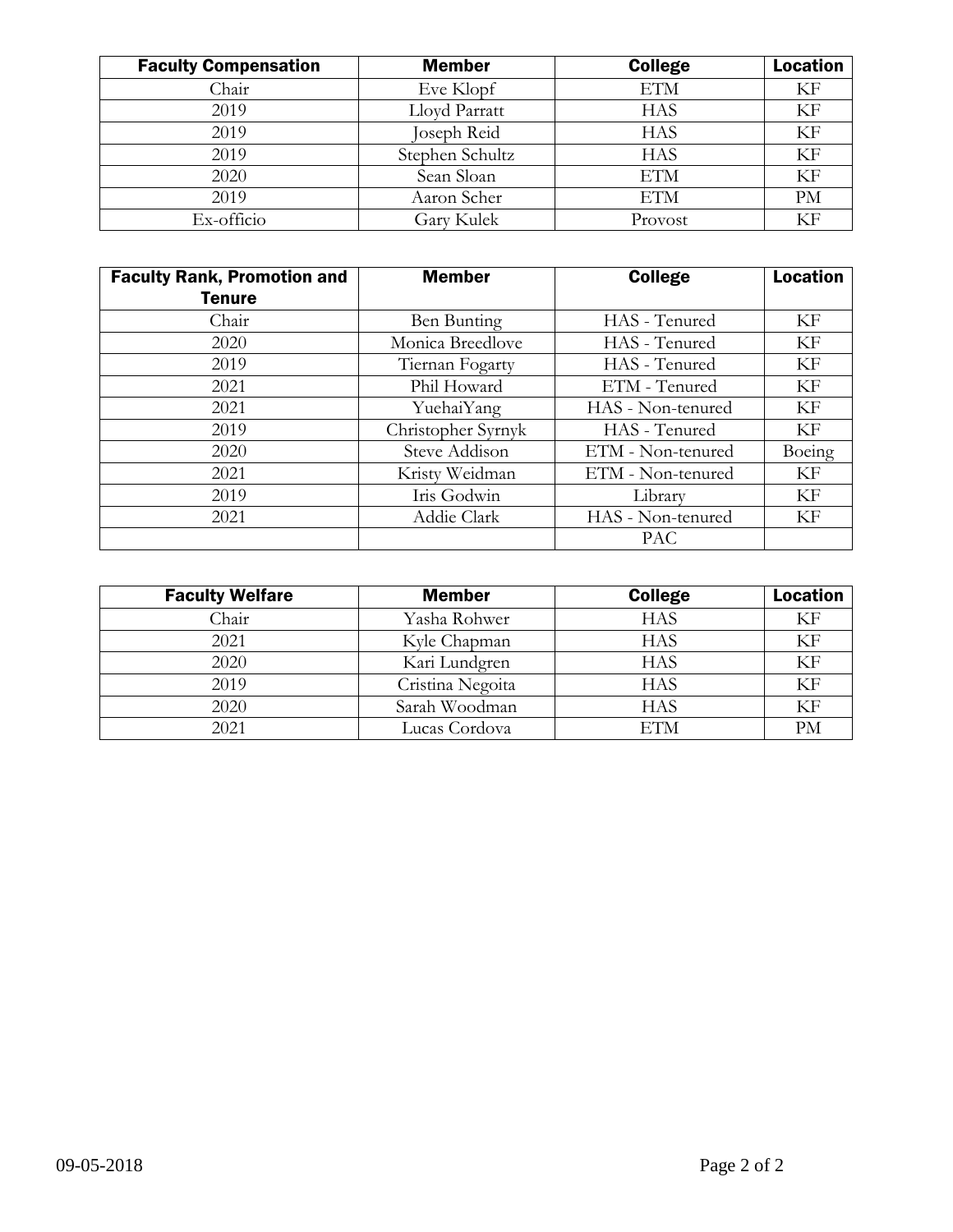| Faculty Compensation | Member | College | Location |
|---|---|---|---|
| Chair | Eve Klopf | ETM | KF |
| 2019 | Lloyd Parratt | HAS | KF |
| 2019 | Joseph Reid | HAS | KF |
| 2019 | Stephen Schultz | HAS | KF |
| 2020 | Sean Sloan | ETM | KF |
| 2019 | Aaron Scher | ETM | PM |
| Ex-officio | Gary Kulek | Provost | KF |

| Faculty Rank, Promotion and Tenure | Member | College | Location |
|---|---|---|---|
| Chair | Ben Bunting | HAS - Tenured | KF |
| 2020 | Monica Breedlove | HAS - Tenured | KF |
| 2019 | Tiernan Fogarty | HAS - Tenured | KF |
| 2021 | Phil Howard | ETM - Tenured | KF |
| 2021 | YuehaiYang | HAS - Non-tenured | KF |
| 2019 | Christopher Syrnyk | HAS - Tenured | KF |
| 2020 | Steve Addison | ETM - Non-tenured | Boeing |
| 2021 | Kristy Weidman | ETM - Non-tenured | KF |
| 2019 | Iris Godwin | Library | KF |
| 2021 | Addie Clark | HAS - Non-tenured | KF |
| | | PAC | |

| Faculty Welfare | Member | College | Location |
|---|---|---|---|
| Chair | Yasha Rohwer | HAS | KF |
| 2021 | Kyle Chapman | HAS | KF |
| 2020 | Kari Lundgren | HAS | KF |
| 2019 | Cristina Negoita | HAS | KF |
| 2020 | Sarah Woodman | HAS | KF |
| 2021 | Lucas Cordova | ETM | PM |

09-05-2018